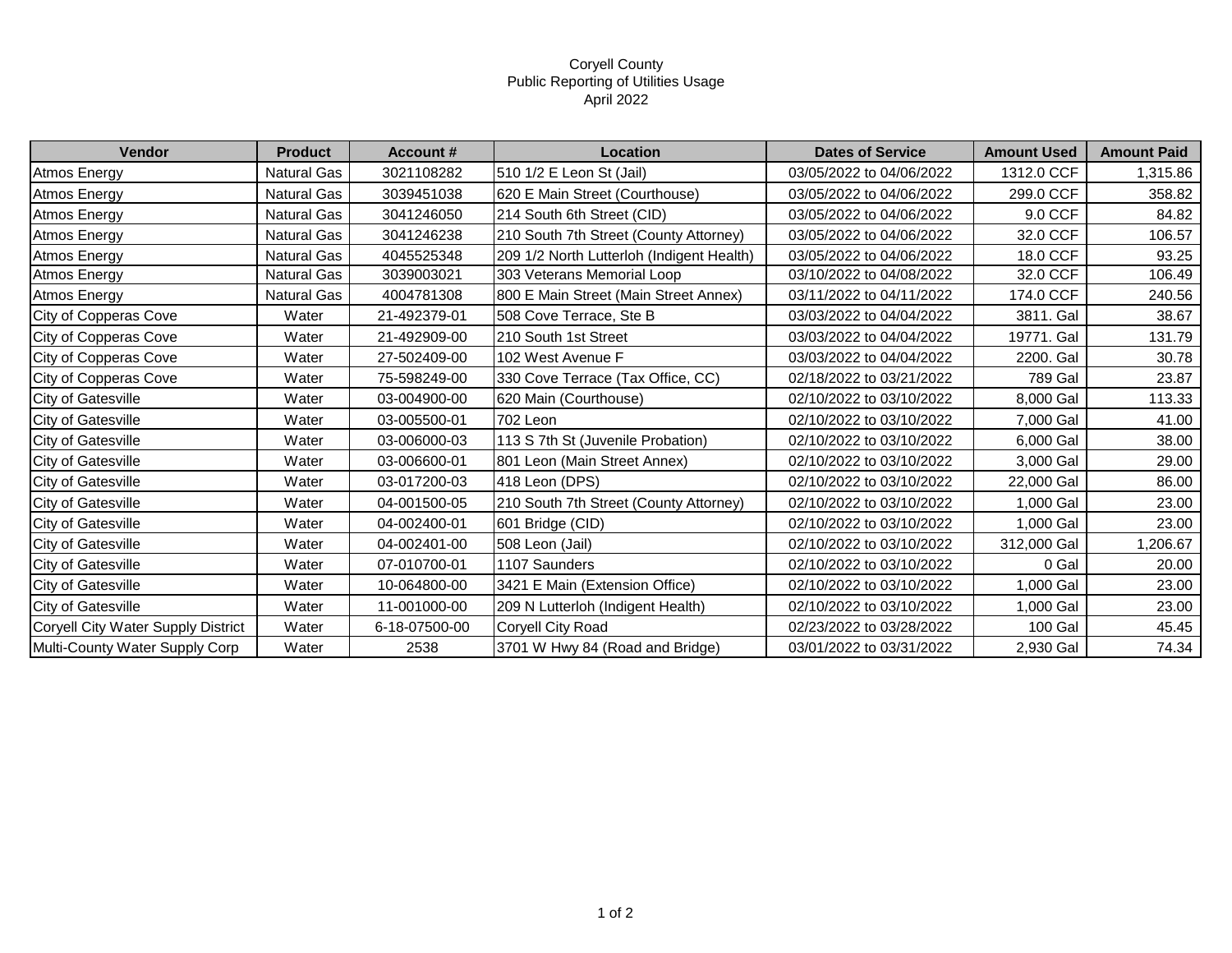# Coryell County
## Public Reporting of Utilities Usage
### April 2022

| Vendor | Product | Account # | Location | Dates of Service | Amount Used | Amount Paid |
|---|---|---|---|---|---|---|
| Atmos Energy | Natural Gas | 3021108282 | 510 1/2 E Leon St (Jail) | 03/05/2022 to 04/06/2022 | 1312.0 CCF | 1,315.86 |
| Atmos Energy | Natural Gas | 3039451038 | 620 E Main Street (Courthouse) | 03/05/2022 to 04/06/2022 | 299.0 CCF | 358.82 |
| Atmos Energy | Natural Gas | 3041246050 | 214 South 6th Street (CID) | 03/05/2022 to 04/06/2022 | 9.0 CCF | 84.82 |
| Atmos Energy | Natural Gas | 3041246238 | 210 South 7th Street (County Attorney) | 03/05/2022 to 04/06/2022 | 32.0 CCF | 106.57 |
| Atmos Energy | Natural Gas | 4045525348 | 209 1/2 North Lutterloh (Indigent Health) | 03/05/2022 to 04/06/2022 | 18.0 CCF | 93.25 |
| Atmos Energy | Natural Gas | 3039003021 | 303 Veterans Memorial Loop | 03/10/2022 to 04/08/2022 | 32.0 CCF | 106.49 |
| Atmos Energy | Natural Gas | 4004781308 | 800 E Main Street (Main Street Annex) | 03/11/2022 to 04/11/2022 | 174.0 CCF | 240.56 |
| City of Copperas Cove | Water | 21-492379-01 | 508 Cove Terrace, Ste B | 03/03/2022 to 04/04/2022 | 3811. Gal | 38.67 |
| City of Copperas Cove | Water | 21-492909-00 | 210 South 1st Street | 03/03/2022 to 04/04/2022 | 19771. Gal | 131.79 |
| City of Copperas Cove | Water | 27-502409-00 | 102 West Avenue F | 03/03/2022 to 04/04/2022 | 2200. Gal | 30.78 |
| City of Copperas Cove | Water | 75-598249-00 | 330 Cove Terrace (Tax Office, CC) | 02/18/2022 to 03/21/2022 | 789 Gal | 23.87 |
| City of Gatesville | Water | 03-004900-00 | 620 Main (Courthouse) | 02/10/2022 to 03/10/2022 | 8,000 Gal | 113.33 |
| City of Gatesville | Water | 03-005500-01 | 702 Leon | 02/10/2022 to 03/10/2022 | 7,000 Gal | 41.00 |
| City of Gatesville | Water | 03-006000-03 | 113 S 7th St (Juvenile Probation) | 02/10/2022 to 03/10/2022 | 6,000 Gal | 38.00 |
| City of Gatesville | Water | 03-006600-01 | 801 Leon (Main Street Annex) | 02/10/2022 to 03/10/2022 | 3,000 Gal | 29.00 |
| City of Gatesville | Water | 03-017200-03 | 418 Leon (DPS) | 02/10/2022 to 03/10/2022 | 22,000 Gal | 86.00 |
| City of Gatesville | Water | 04-001500-05 | 210 South 7th Street (County Attorney) | 02/10/2022 to 03/10/2022 | 1,000 Gal | 23.00 |
| City of Gatesville | Water | 04-002400-01 | 601 Bridge (CID) | 02/10/2022 to 03/10/2022 | 1,000 Gal | 23.00 |
| City of Gatesville | Water | 04-002401-00 | 508 Leon (Jail) | 02/10/2022 to 03/10/2022 | 312,000 Gal | 1,206.67 |
| City of Gatesville | Water | 07-010700-01 | 1107 Saunders | 02/10/2022 to 03/10/2022 | 0 Gal | 20.00 |
| City of Gatesville | Water | 10-064800-00 | 3421 E Main (Extension Office) | 02/10/2022 to 03/10/2022 | 1,000 Gal | 23.00 |
| City of Gatesville | Water | 11-001000-00 | 209 N Lutterloh (Indigent Health) | 02/10/2022 to 03/10/2022 | 1,000 Gal | 23.00 |
| Coryell City Water Supply District | Water | 6-18-07500-00 | Coryell City Road | 02/23/2022 to 03/28/2022 | 100 Gal | 45.45 |
| Multi-County Water Supply Corp | Water | 2538 | 3701 W Hwy 84 (Road and Bridge) | 03/01/2022 to 03/31/2022 | 2,930 Gal | 74.34 |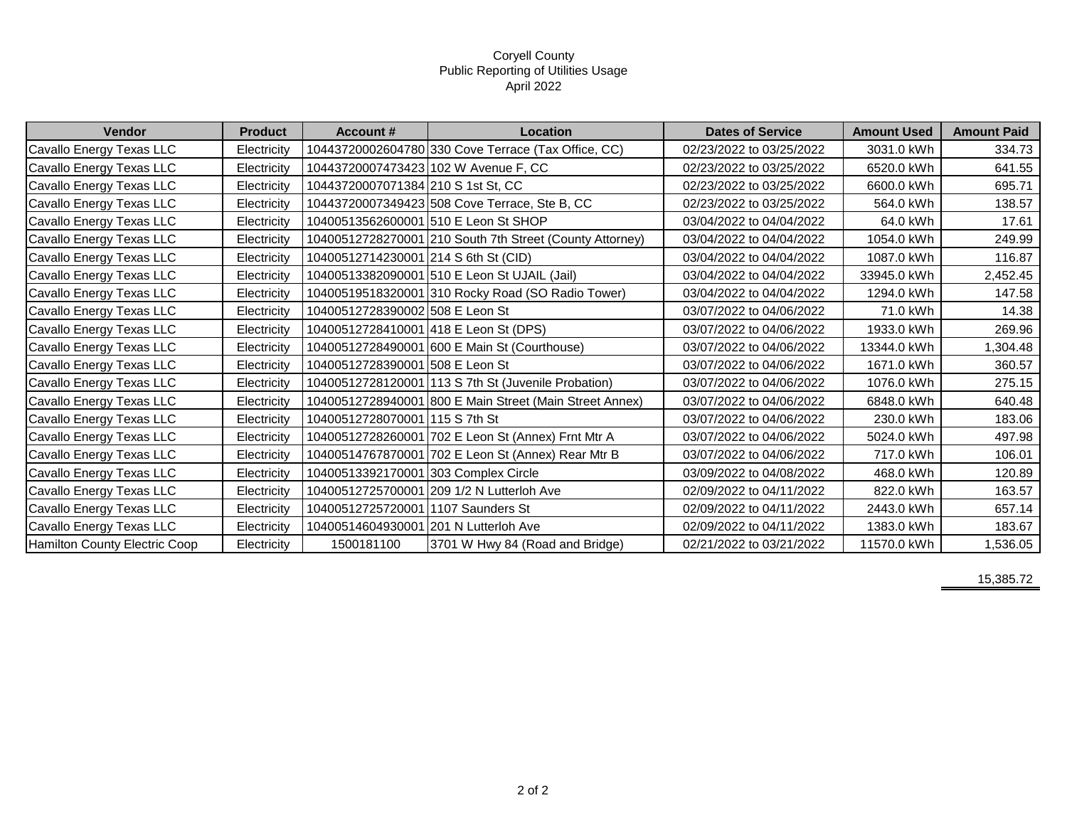Coryell County
Public Reporting of Utilities Usage
April 2022

| Vendor | Product | Account # | Location | Dates of Service | Amount Used | Amount Paid |
|---|---|---|---|---|---|---|
| Cavallo Energy Texas LLC | Electricity | 10443720002604780 | 330 Cove Terrace (Tax Office, CC) | 02/23/2022 to 03/25/2022 | 3031.0 kWh | 334.73 |
| Cavallo Energy Texas LLC | Electricity | 10443720007473423 | 102 W Avenue F, CC | 02/23/2022 to 03/25/2022 | 6520.0 kWh | 641.55 |
| Cavallo Energy Texas LLC | Electricity | 10443720007071384 | 210 S 1st St, CC | 02/23/2022 to 03/25/2022 | 6600.0 kWh | 695.71 |
| Cavallo Energy Texas LLC | Electricity | 10443720007349423 | 508 Cove Terrace, Ste B, CC | 02/23/2022 to 03/25/2022 | 564.0 kWh | 138.57 |
| Cavallo Energy Texas LLC | Electricity | 10400513562600001 | 510 E Leon St SHOP | 03/04/2022 to 04/04/2022 | 64.0 kWh | 17.61 |
| Cavallo Energy Texas LLC | Electricity | 10400512728270001 | 210 South 7th Street (County Attorney) | 03/04/2022 to 04/04/2022 | 1054.0 kWh | 249.99 |
| Cavallo Energy Texas LLC | Electricity | 10400512714230001 | 214 S 6th St (CID) | 03/04/2022 to 04/04/2022 | 1087.0 kWh | 116.87 |
| Cavallo Energy Texas LLC | Electricity | 10400513382090001 | 510 E Leon St UJAIL (Jail) | 03/04/2022 to 04/04/2022 | 33945.0 kWh | 2,452.45 |
| Cavallo Energy Texas LLC | Electricity | 10400519518320001 | 310 Rocky Road (SO Radio Tower) | 03/04/2022 to 04/04/2022 | 1294.0 kWh | 147.58 |
| Cavallo Energy Texas LLC | Electricity | 10400512728390002 | 508 E Leon St | 03/07/2022 to 04/06/2022 | 71.0 kWh | 14.38 |
| Cavallo Energy Texas LLC | Electricity | 10400512728410001 | 418 E Leon St (DPS) | 03/07/2022 to 04/06/2022 | 1933.0 kWh | 269.96 |
| Cavallo Energy Texas LLC | Electricity | 10400512728490001 | 600 E Main St (Courthouse) | 03/07/2022 to 04/06/2022 | 13344.0 kWh | 1,304.48 |
| Cavallo Energy Texas LLC | Electricity | 10400512728390001 | 508 E Leon St | 03/07/2022 to 04/06/2022 | 1671.0 kWh | 360.57 |
| Cavallo Energy Texas LLC | Electricity | 10400512728120001 | 113 S 7th St (Juvenile Probation) | 03/07/2022 to 04/06/2022 | 1076.0 kWh | 275.15 |
| Cavallo Energy Texas LLC | Electricity | 10400512728940001 | 800 E Main Street (Main Street Annex) | 03/07/2022 to 04/06/2022 | 6848.0 kWh | 640.48 |
| Cavallo Energy Texas LLC | Electricity | 10400512728070001 | 115 S 7th St | 03/07/2022 to 04/06/2022 | 230.0 kWh | 183.06 |
| Cavallo Energy Texas LLC | Electricity | 10400512728260001 | 702 E Leon St (Annex) Frnt Mtr A | 03/07/2022 to 04/06/2022 | 5024.0 kWh | 497.98 |
| Cavallo Energy Texas LLC | Electricity | 10400514767870001 | 702 E Leon St (Annex) Rear Mtr B | 03/07/2022 to 04/06/2022 | 717.0 kWh | 106.01 |
| Cavallo Energy Texas LLC | Electricity | 10400513392170001 | 303 Complex Circle | 03/09/2022 to 04/08/2022 | 468.0 kWh | 120.89 |
| Cavallo Energy Texas LLC | Electricity | 10400512725700001 | 209 1/2 N Lutterloh Ave | 02/09/2022 to 04/11/2022 | 822.0 kWh | 163.57 |
| Cavallo Energy Texas LLC | Electricity | 10400512725720001 | 1107 Saunders St | 02/09/2022 to 04/11/2022 | 2443.0 kWh | 657.14 |
| Cavallo Energy Texas LLC | Electricity | 10400514604930001 | 201 N Lutterloh Ave | 02/09/2022 to 04/11/2022 | 1383.0 kWh | 183.67 |
| Hamilton County Electric Coop | Electricity | 1500181100 | 3701 W Hwy 84 (Road and Bridge) | 02/21/2022 to 03/21/2022 | 11570.0 kWh | 1,536.05 |
| | | | | | | 15,385.72 |